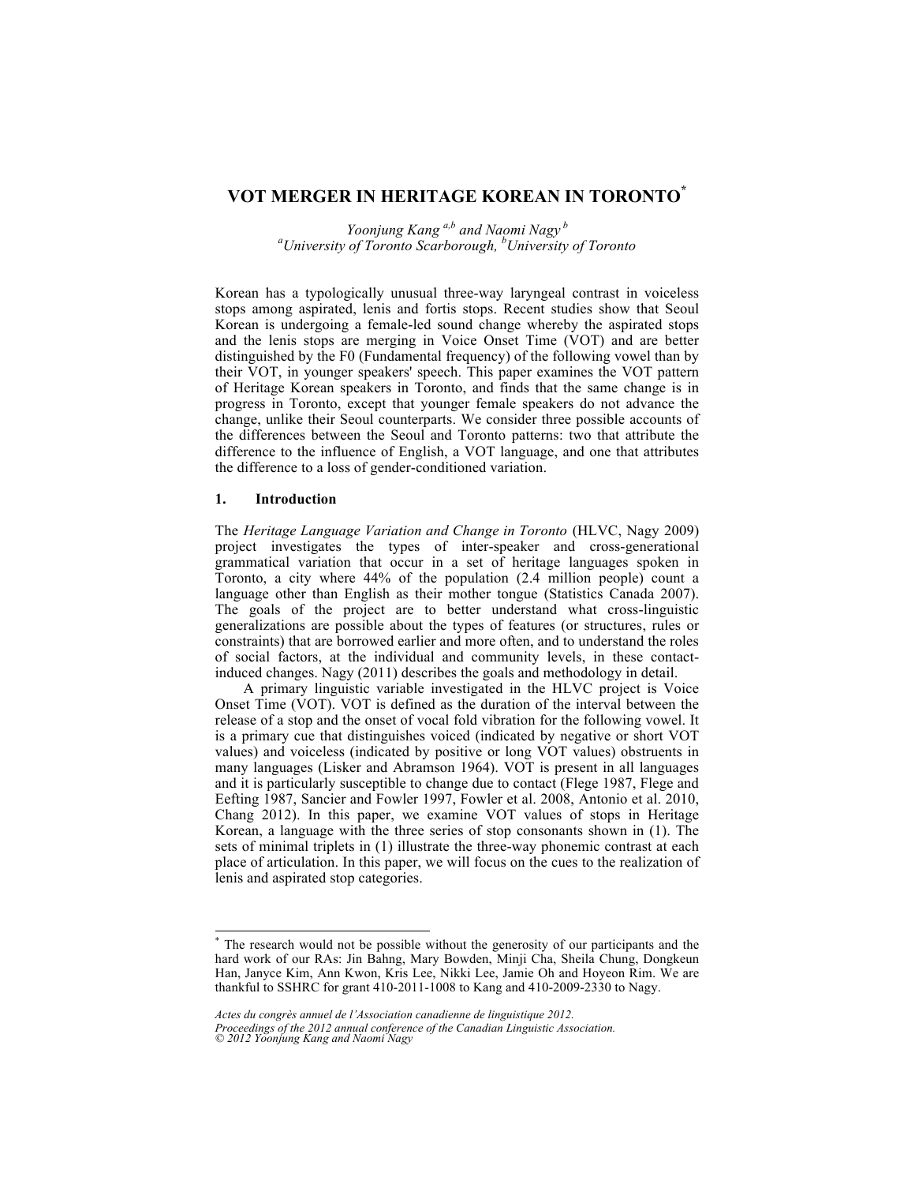# VOT MERGER IN HERITAGE KOREAN IN TORONTO*

*Yoonjung Kang* [a,b] *and Naomi Nagy* [b]
[a] *University of Toronto Scarborough,* [b] *University of Toronto*

Korean has a typologically unusual three-way laryngeal contrast in voiceless stops among aspirated, lenis and fortis stops. Recent studies show that Seoul Korean is undergoing a female-led sound change whereby the aspirated stops and the lenis stops are merging in Voice Onset Time (VOT) and are better distinguished by the F0 (Fundamental frequency) of the following vowel than by their VOT, in younger speakers' speech. This paper examines the VOT pattern of Heritage Korean speakers in Toronto, and finds that the same change is in progress in Toronto, except that younger female speakers do not advance the change, unlike their Seoul counterparts. We consider three possible accounts of the differences between the Seoul and Toronto patterns: two that attribute the difference to the influence of English, a VOT language, and one that attributes the difference to a loss of gender-conditioned variation.

## 1. Introduction

The *Heritage Language Variation and Change in Toronto* (HLVC, Nagy 2009) project investigates the types of inter-speaker and cross-generational grammatical variation that occur in a set of heritage languages spoken in Toronto, a city where 44% of the population (2.4 million people) count a language other than English as their mother tongue (Statistics Canada 2007). The goals of the project are to better understand what cross-linguistic generalizations are possible about the types of features (or structures, rules or constraints) that are borrowed earlier and more often, and to understand the roles of social factors, at the individual and community levels, in these contact-induced changes. Nagy (2011) describes the goals and methodology in detail.

A primary linguistic variable investigated in the HLVC project is Voice Onset Time (VOT). VOT is defined as the duration of the interval between the release of a stop and the onset of vocal fold vibration for the following vowel. It is a primary cue that distinguishes voiced (indicated by negative or short VOT values) and voiceless (indicated by positive or long VOT values) obstruents in many languages (Lisker and Abramson 1964). VOT is present in all languages and it is particularly susceptible to change due to contact (Flege 1987, Flege and Eefting 1987, Sancier and Fowler 1997, Fowler et al. 2008, Antonio et al. 2010, Chang 2012). In this paper, we examine VOT values of stops in Heritage Korean, a language with the three series of stop consonants shown in (1). The sets of minimal triplets in (1) illustrate the three-way phonemic contrast at each place of articulation. In this paper, we will focus on the cues to the realization of lenis and aspirated stop categories.

---

* The research would not be possible without the generosity of our participants and the hard work of our RAs: Jin Bahng, Mary Bowden, Minji Cha, Sheila Chung, Dongkeun Han, Janyce Kim, Ann Kwon, Kris Lee, Nikki Lee, Jamie Oh and Hoyeon Rim. We are thankful to SSHRC for grant 410-2011-1008 to Kang and 410-2009-2330 to Nagy.

*Actes du congrès annuel de l'Association canadienne de linguistique 2012.*
*Proceedings of the 2012 annual conference of the Canadian Linguistic Association.*
*© 2012 Yoonjung Kang and Naomi Nagy*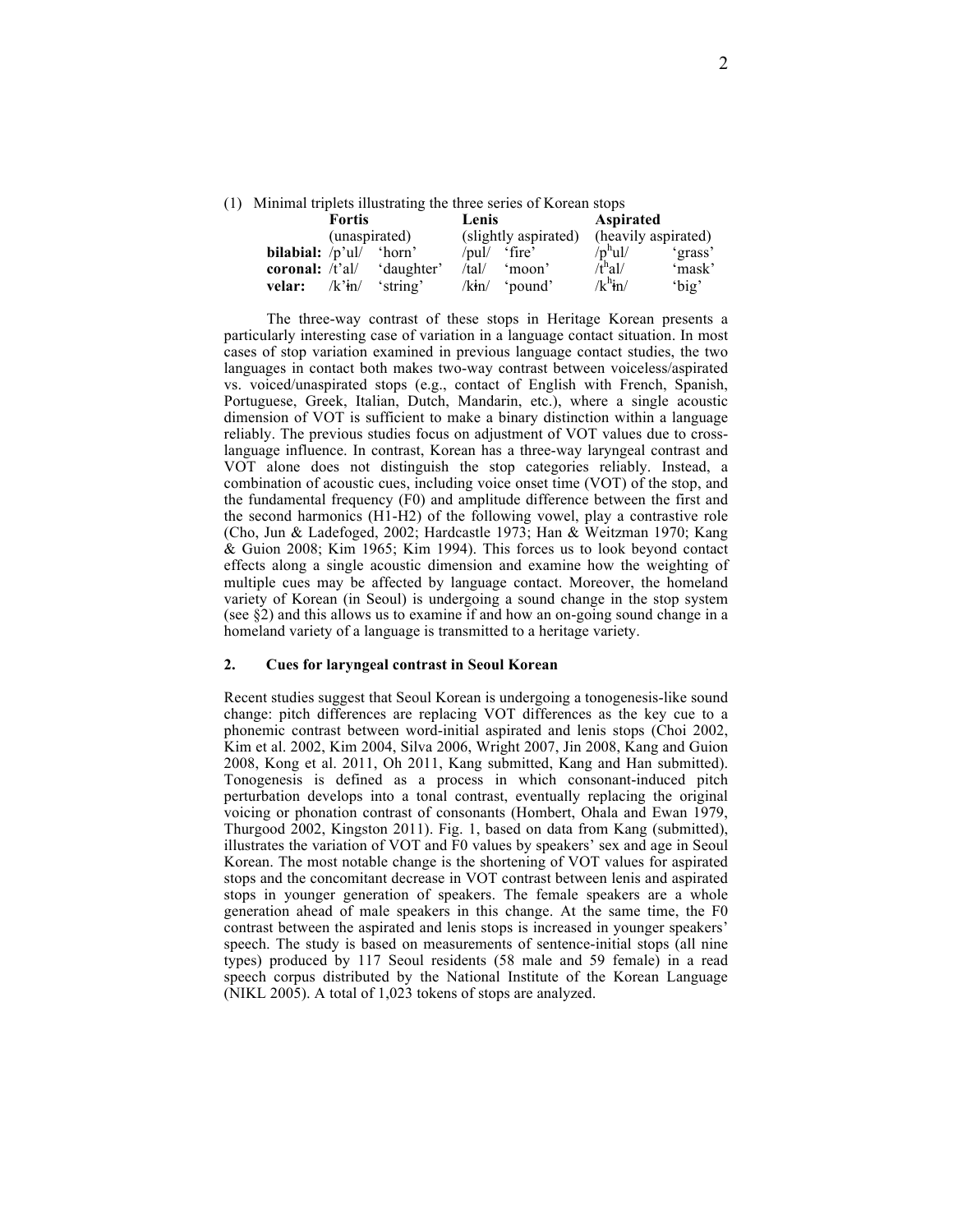(1) Minimal triplets illustrating the three series of Korean stops

| | Fortis | | Lenis | | Aspirated | |
|---|---|---|---|---|---|---|
| | (unaspirated) | | (slightly aspirated) | | (heavily aspirated) | |
| **bilabial:** | /p'ul/ | 'horn' | /pul/ | 'fire' | /pʰul/ | 'grass' |
| **coronal:** | /t'al/ | 'daughter' | /tal/ | 'moon' | /tʰal/ | 'mask' |
| **velar:** | /k'ɨn/ | 'string' | /kɨn/ | 'pound' | /kʰɨn/ | 'big' |

The three-way contrast of these stops in Heritage Korean presents a particularly interesting case of variation in a language contact situation. In most cases of stop variation examined in previous language contact studies, the two languages in contact both makes two-way contrast between voiceless/aspirated vs. voiced/unaspirated stops (e.g., contact of English with French, Spanish, Portuguese, Greek, Italian, Dutch, Mandarin, etc.), where a single acoustic dimension of VOT is sufficient to make a binary distinction within a language reliably. The previous studies focus on adjustment of VOT values due to cross-language influence. In contrast, Korean has a three-way laryngeal contrast and VOT alone does not distinguish the stop categories reliably. Instead, a combination of acoustic cues, including voice onset time (VOT) of the stop, and the fundamental frequency (F0) and amplitude difference between the first and the second harmonics (H1-H2) of the following vowel, play a contrastive role (Cho, Jun & Ladefoged, 2002; Hardcastle 1973; Han & Weitzman 1970; Kang & Guion 2008; Kim 1965; Kim 1994). This forces us to look beyond contact effects along a single acoustic dimension and examine how the weighting of multiple cues may be affected by language contact. Moreover, the homeland variety of Korean (in Seoul) is undergoing a sound change in the stop system (see §2) and this allows us to examine if and how an on-going sound change in a homeland variety of a language is transmitted to a heritage variety.

## 2. Cues for laryngeal contrast in Seoul Korean

Recent studies suggest that Seoul Korean is undergoing a tonogenesis-like sound change: pitch differences are replacing VOT differences as the key cue to a phonemic contrast between word-initial aspirated and lenis stops (Choi 2002, Kim et al. 2002, Kim 2004, Silva 2006, Wright 2007, Jin 2008, Kang and Guion 2008, Kong et al. 2011, Oh 2011, Kang submitted, Kang and Han submitted). Tonogenesis is defined as a process in which consonant-induced pitch perturbation develops into a tonal contrast, eventually replacing the original voicing or phonation contrast of consonants (Hombert, Ohala and Ewan 1979, Thurgood 2002, Kingston 2011). Fig. 1, based on data from Kang (submitted), illustrates the variation of VOT and F0 values by speakers' sex and age in Seoul Korean. The most notable change is the shortening of VOT values for aspirated stops and the concomitant decrease in VOT contrast between lenis and aspirated stops in younger generation of speakers. The female speakers are a whole generation ahead of male speakers in this change. At the same time, the F0 contrast between the aspirated and lenis stops is increased in younger speakers' speech. The study is based on measurements of sentence-initial stops (all nine types) produced by 117 Seoul residents (58 male and 59 female) in a read speech corpus distributed by the National Institute of the Korean Language (NIKL 2005). A total of 1,023 tokens of stops are analyzed.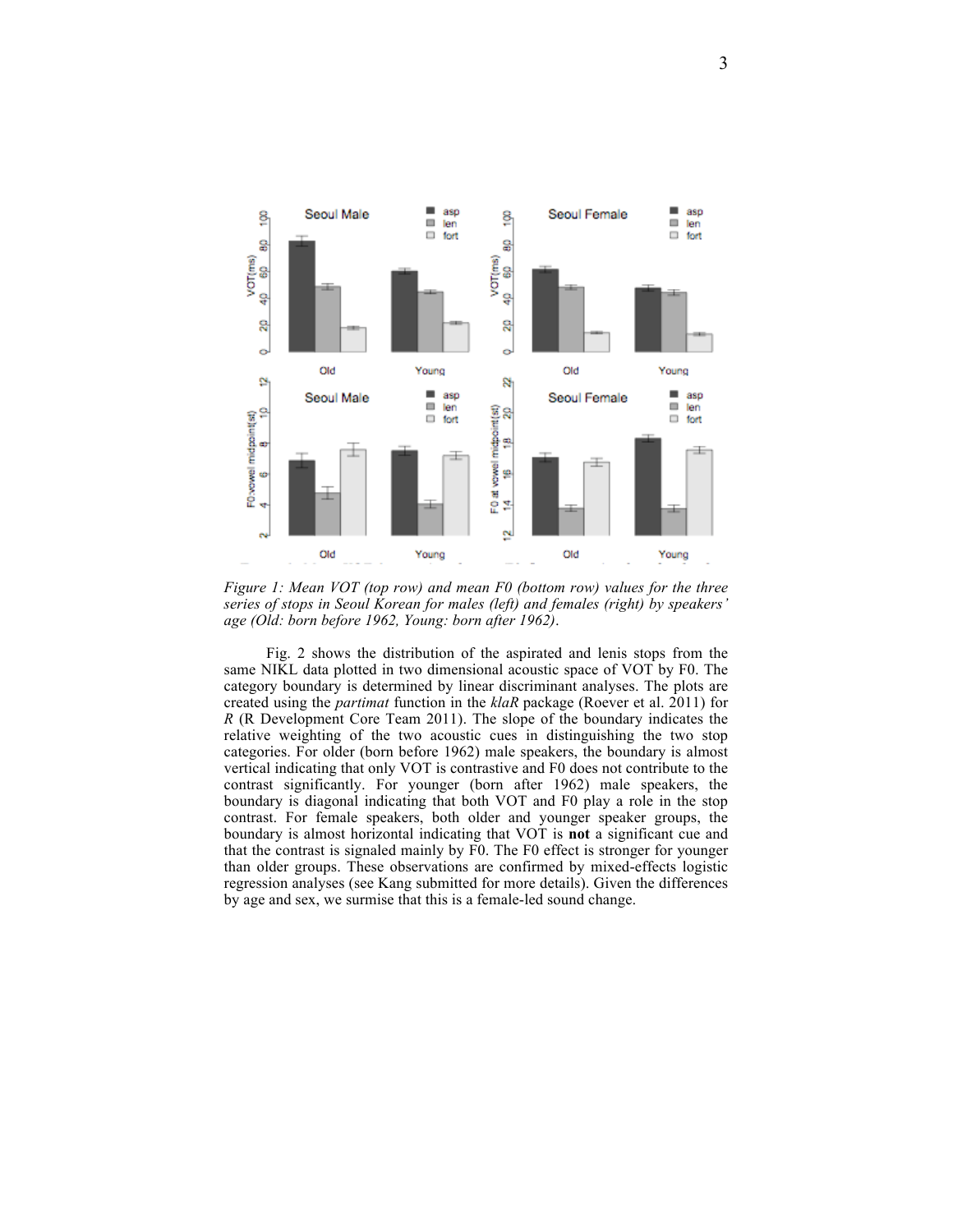*Figure 1: Mean VOT (top row) and mean F0 (bottom row) values for the three series of stops in Seoul Korean for males (left) and females (right) by speakers' age (Old: born before 1962, Young: born after 1962).*

Fig. 2 shows the distribution of the aspirated and lenis stops from the same NIKL data plotted in two dimensional acoustic space of VOT by F0. The category boundary is determined by linear discriminant analyses. The plots are created using the *partimat* function in the *klaR* package (Roever et al. 2011) for *R* (R Development Core Team 2011). The slope of the boundary indicates the relative weighting of the two acoustic cues in distinguishing the two stop categories. For older (born before 1962) male speakers, the boundary is almost vertical indicating that only VOT is contrastive and F0 does not contribute to the contrast significantly. For younger (born after 1962) male speakers, the boundary is diagonal indicating that both VOT and F0 play a role in the stop contrast. For female speakers, both older and younger speaker groups, the boundary is almost horizontal indicating that VOT is **not** a significant cue and that the contrast is signaled mainly by F0. The F0 effect is stronger for younger than older groups. These observations are confirmed by mixed-effects logistic regression analyses (see Kang submitted for more details). Given the differences by age and sex, we surmise that this is a female-led sound change.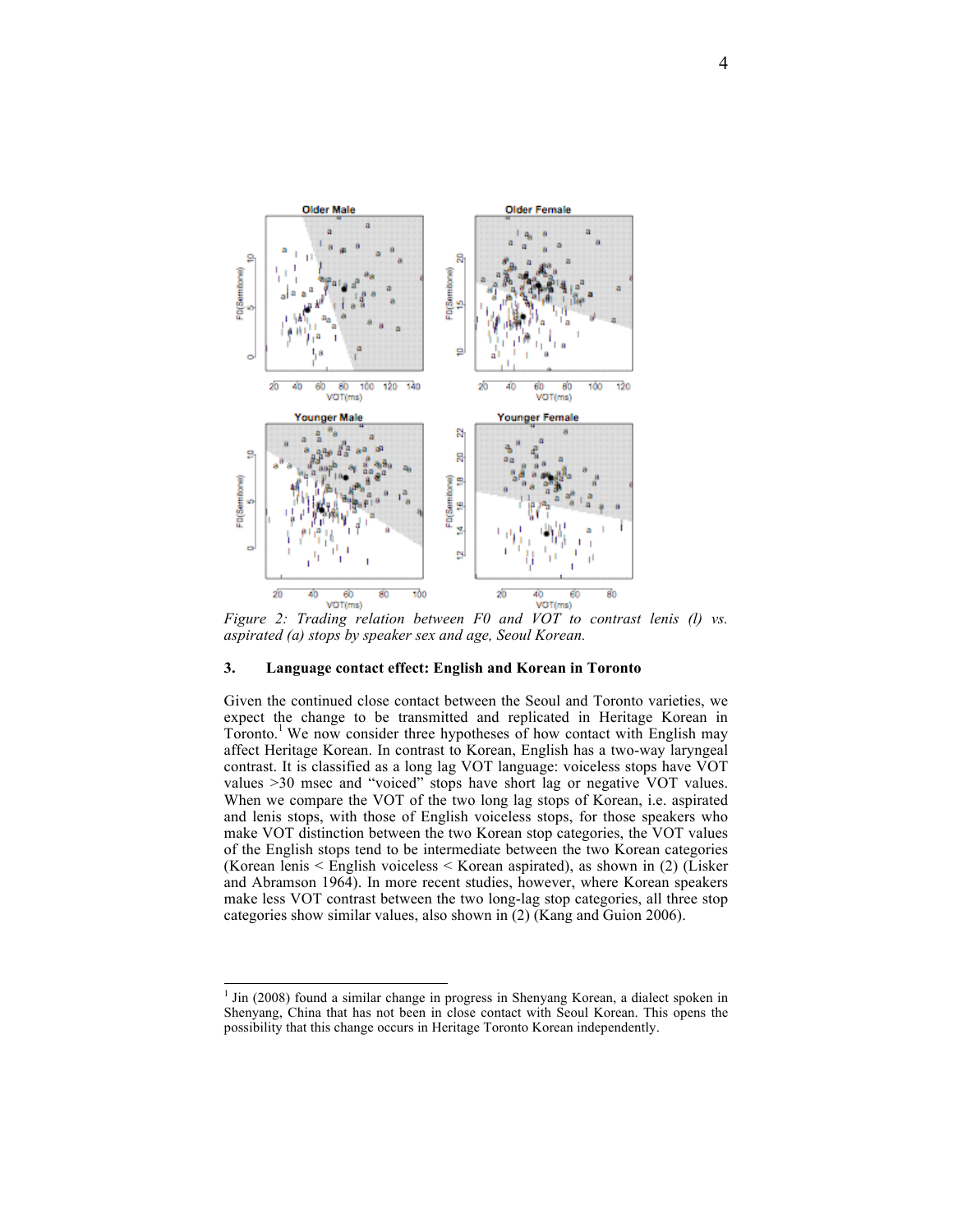*Figure 2: Trading relation between F0 and VOT to contrast lenis (l) vs. aspirated (a) stops by speaker sex and age, Seoul Korean.*

## 3. Language contact effect: English and Korean in Toronto

Given the continued close contact between the Seoul and Toronto varieties, we expect the change to be transmitted and replicated in Heritage Korean in Toronto.[1] We now consider three hypotheses of how contact with English may affect Heritage Korean. In contrast to Korean, English has a two-way laryngeal contrast. It is classified as a long lag VOT language: voiceless stops have VOT values >30 msec and "voiced" stops have short lag or negative VOT values. When we compare the VOT of the two long lag stops of Korean, i.e. aspirated and lenis stops, with those of English voiceless stops, for those speakers who make VOT distinction between the two Korean stop categories, the VOT values of the English stops tend to be intermediate between the two Korean categories (Korean lenis < English voiceless < Korean aspirated), as shown in (2) (Lisker and Abramson 1964). In more recent studies, however, where Korean speakers make less VOT contrast between the two long-lag stop categories, all three stop categories show similar values, also shown in (2) (Kang and Guion 2006).

[1] Jin (2008) found a similar change in progress in Shenyang Korean, a dialect spoken in Shenyang, China that has not been in close contact with Seoul Korean. This opens the possibility that this change occurs in Heritage Toronto Korean independently.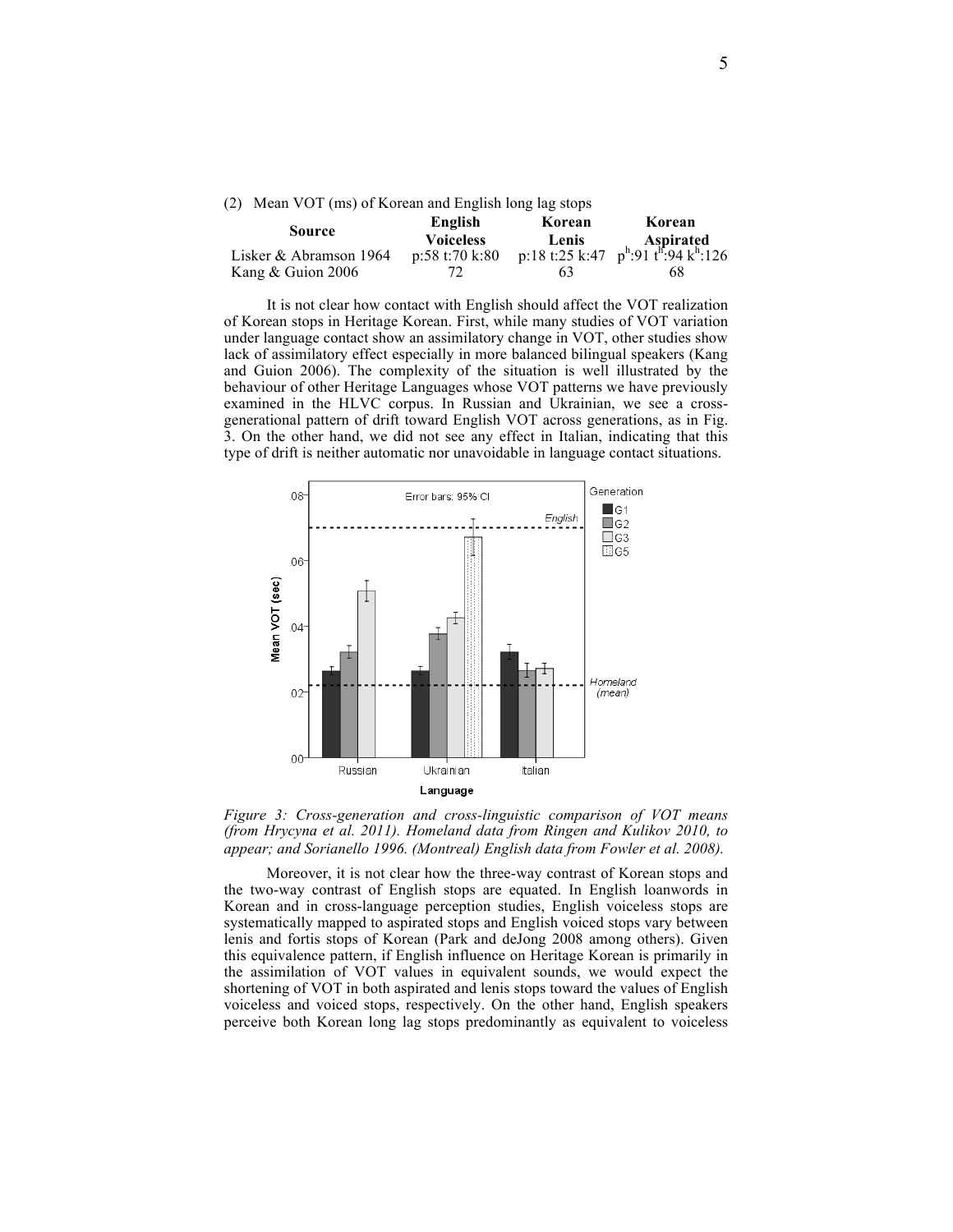(2) Mean VOT (ms) of Korean and English long lag stops

| Source | English Voiceless | Korean Lenis | Korean Aspirated |
|---|---|---|---|
| Lisker & Abramson 1964 | p:58 t:70 k:80 | p:18 t:25 k:47 | $p^h$:91 $t^h$:94 $k^h$:126 |
| Kang & Guion 2006 | 72 | 63 | 68 |

It is not clear how contact with English should affect the VOT realization of Korean stops in Heritage Korean. First, while many studies of VOT variation under language contact show an assimilatory change in VOT, other studies show lack of assimilatory effect especially in more balanced bilingual speakers (Kang and Guion 2006). The complexity of the situation is well illustrated by the behaviour of other Heritage Languages whose VOT patterns we have previously examined in the HLVC corpus. In Russian and Ukrainian, we see a cross-generational pattern of drift toward English VOT across generations, as in Fig. 3. On the other hand, we did not see any effect in Italian, indicating that this type of drift is neither automatic nor unavoidable in language contact situations.

*Figure 3: Cross-generation and cross-linguistic comparison of VOT means (from Hrycyna et al. 2011). Homeland data from Ringen and Kulikov 2010, to appear; and Sorianello 1996. (Montreal) English data from Fowler et al. 2008).*

Moreover, it is not clear how the three-way contrast of Korean stops and the two-way contrast of English stops are equated. In English loanwords in Korean and in cross-language perception studies, English voiceless stops are systematically mapped to aspirated stops and English voiced stops vary between lenis and fortis stops of Korean (Park and deJong 2008 among others). Given this equivalence pattern, if English influence on Heritage Korean is primarily in the assimilation of VOT values in equivalent sounds, we would expect the shortening of VOT in both aspirated and lenis stops toward the values of English voiceless and voiced stops, respectively. On the other hand, English speakers perceive both Korean long lag stops predominantly as equivalent to voiceless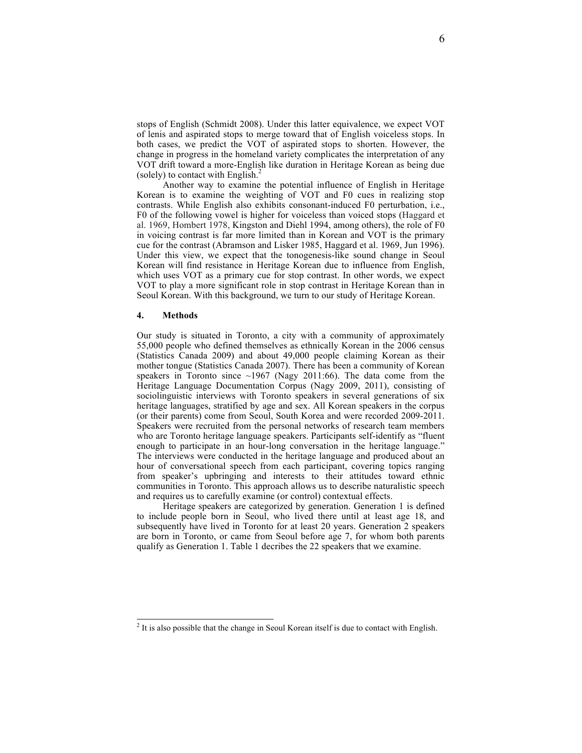stops of English (Schmidt 2008). Under this latter equivalence, we expect VOT of lenis and aspirated stops to merge toward that of English voiceless stops. In both cases, we predict the VOT of aspirated stops to shorten. However, the change in progress in the homeland variety complicates the interpretation of any VOT drift toward a more-English like duration in Heritage Korean as being due (solely) to contact with English.[2]

Another way to examine the potential influence of English in Heritage Korean is to examine the weighting of VOT and F0 cues in realizing stop contrasts. While English also exhibits consonant-induced F0 perturbation, i.e., F0 of the following vowel is higher for voiceless than voiced stops (Haggard et al. 1969, Hombert 1978, Kingston and Diehl 1994, among others), the role of F0 in voicing contrast is far more limited than in Korean and VOT is the primary cue for the contrast (Abramson and Lisker 1985, Haggard et al. 1969, Jun 1996). Under this view, we expect that the tonogenesis-like sound change in Seoul Korean will find resistance in Heritage Korean due to influence from English, which uses VOT as a primary cue for stop contrast. In other words, we expect VOT to play a more significant role in stop contrast in Heritage Korean than in Seoul Korean. With this background, we turn to our study of Heritage Korean.

## 4. Methods

Our study is situated in Toronto, a city with a community of approximately 55,000 people who defined themselves as ethnically Korean in the 2006 census (Statistics Canada 2009) and about 49,000 people claiming Korean as their mother tongue (Statistics Canada 2007). There has been a community of Korean speakers in Toronto since ~1967 (Nagy 2011:66). The data come from the Heritage Language Documentation Corpus (Nagy 2009, 2011), consisting of sociolinguistic interviews with Toronto speakers in several generations of six heritage languages, stratified by age and sex. All Korean speakers in the corpus (or their parents) come from Seoul, South Korea and were recorded 2009-2011. Speakers were recruited from the personal networks of research team members who are Toronto heritage language speakers. Participants self-identify as "fluent enough to participate in an hour-long conversation in the heritage language." The interviews were conducted in the heritage language and produced about an hour of conversational speech from each participant, covering topics ranging from speaker's upbringing and interests to their attitudes toward ethnic communities in Toronto. This approach allows us to describe naturalistic speech and requires us to carefully examine (or control) contextual effects.

Heritage speakers are categorized by generation. Generation 1 is defined to include people born in Seoul, who lived there until at least age 18, and subsequently have lived in Toronto for at least 20 years. Generation 2 speakers are born in Toronto, or came from Seoul before age 7, for whom both parents qualify as Generation 1. Table 1 decribes the 22 speakers that we examine.

[2] It is also possible that the change in Seoul Korean itself is due to contact with English.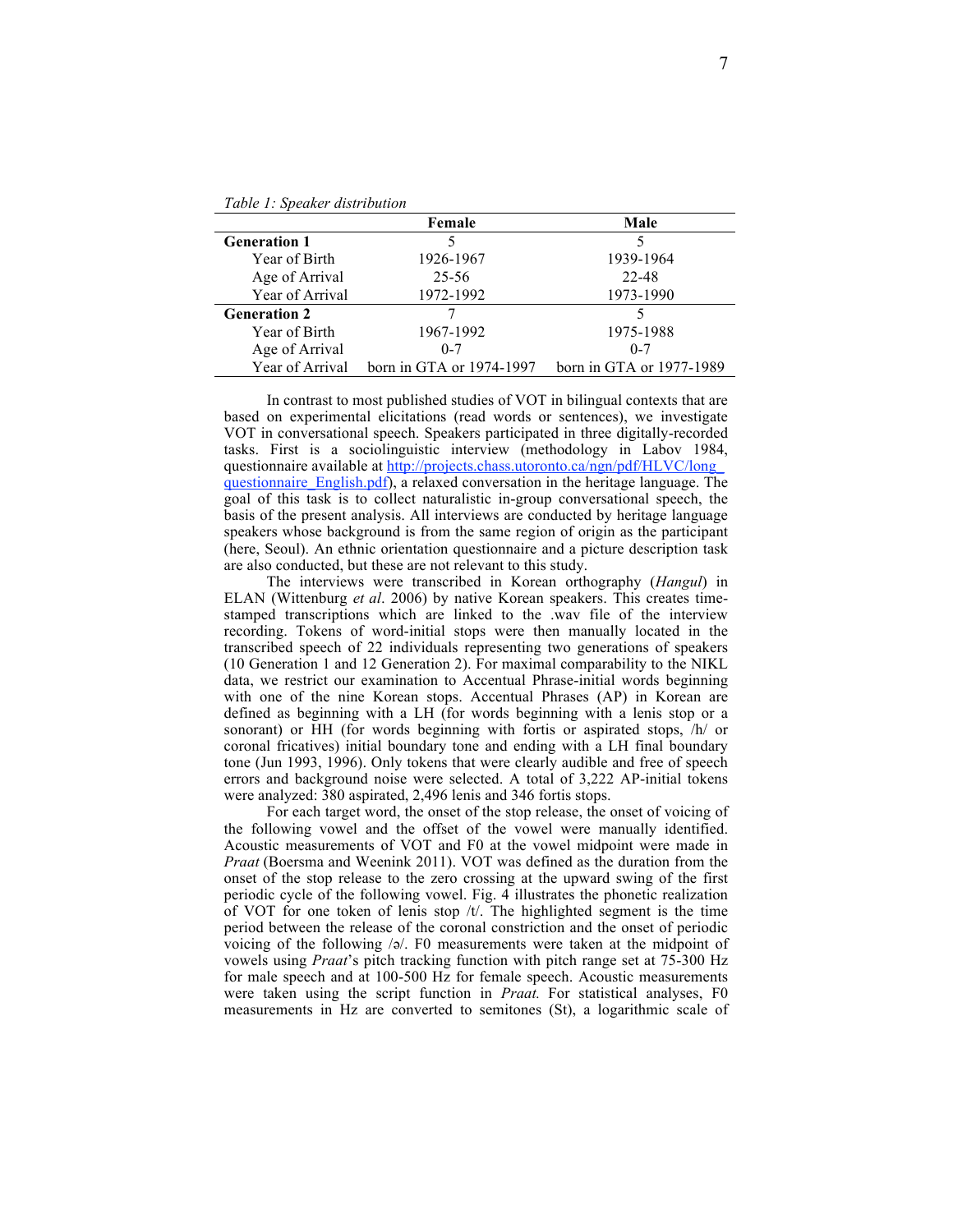*Table 1: Speaker distribution*

| | Female | Male |
|---|---|---|
| **Generation 1** | 5 | 5 |
| Year of Birth | 1926-1967 | 1939-1964 |
| Age of Arrival | 25-56 | 22-48 |
| Year of Arrival | 1972-1992 | 1973-1990 |
| **Generation 2** | 7 | 5 |
| Year of Birth | 1967-1992 | 1975-1988 |
| Age of Arrival | 0-7 | 0-7 |
| Year of Arrival | born in GTA or 1974-1997 | born in GTA or 1977-1989 |

In contrast to most published studies of VOT in bilingual contexts that are based on experimental elicitations (read words or sentences), we investigate VOT in conversational speech. Speakers participated in three digitally-recorded tasks. First is a sociolinguistic interview (methodology in Labov 1984, questionnaire available at http://projects.chass.utoronto.ca/ngn/pdf/HLVC/long_questionnaire_English.pdf), a relaxed conversation in the heritage language. The goal of this task is to collect naturalistic in-group conversational speech, the basis of the present analysis. All interviews are conducted by heritage language speakers whose background is from the same region of origin as the participant (here, Seoul). An ethnic orientation questionnaire and a picture description task are also conducted, but these are not relevant to this study.

The interviews were transcribed in Korean orthography (*Hangul*) in ELAN (Wittenburg *et al*. 2006) by native Korean speakers. This creates time-stamped transcriptions which are linked to the .wav file of the interview recording. Tokens of word-initial stops were then manually located in the transcribed speech of 22 individuals representing two generations of speakers (10 Generation 1 and 12 Generation 2). For maximal comparability to the NIKL data, we restrict our examination to Accentual Phrase-initial words beginning with one of the nine Korean stops. Accentual Phrases (AP) in Korean are defined as beginning with a LH (for words beginning with a lenis stop or a sonorant) or HH (for words beginning with fortis or aspirated stops, /h/ or coronal fricatives) initial boundary tone and ending with a LH final boundary tone (Jun 1993, 1996). Only tokens that were clearly audible and free of speech errors and background noise were selected. A total of 3,222 AP-initial tokens were analyzed: 380 aspirated, 2,496 lenis and 346 fortis stops.

For each target word, the onset of the stop release, the onset of voicing of the following vowel and the offset of the vowel were manually identified. Acoustic measurements of VOT and F0 at the vowel midpoint were made in *Praat* (Boersma and Weenink 2011). VOT was defined as the duration from the onset of the stop release to the zero crossing at the upward swing of the first periodic cycle of the following vowel. Fig. 4 illustrates the phonetic realization of VOT for one token of lenis stop /t/. The highlighted segment is the time period between the release of the coronal constriction and the onset of periodic voicing of the following /ə/. F0 measurements were taken at the midpoint of vowels using *Praat*'s pitch tracking function with pitch range set at 75-300 Hz for male speech and at 100-500 Hz for female speech. Acoustic measurements were taken using the script function in *Praat.* For statistical analyses, F0 measurements in Hz are converted to semitones (St), a logarithmic scale of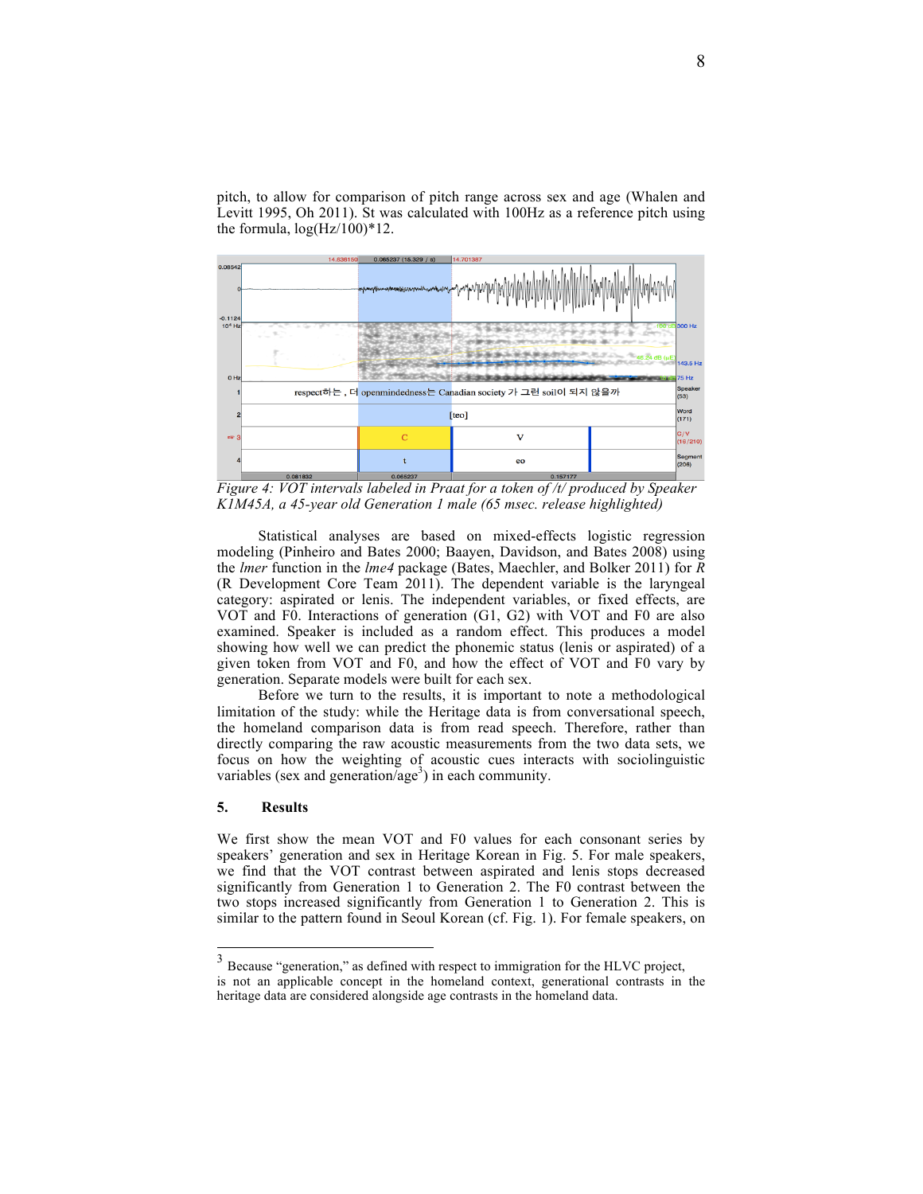pitch, to allow for comparison of pitch range across sex and age (Whalen and Levitt 1995, Oh 2011). St was calculated with 100Hz as a reference pitch using the formula, log(Hz/100)*12.

*Figure 4: VOT intervals labeled in Praat for a token of /t/ produced by Speaker K1M45A, a 45-year old Generation 1 male (65 msec. release highlighted)*

Statistical analyses are based on mixed-effects logistic regression modeling (Pinheiro and Bates 2000; Baayen, Davidson, and Bates 2008) using the *lmer* function in the *lme4* package (Bates, Maechler, and Bolker 2011) for *R* (R Development Core Team 2011). The dependent variable is the laryngeal category: aspirated or lenis. The independent variables, or fixed effects, are VOT and F0. Interactions of generation (G1, G2) with VOT and F0 are also examined. Speaker is included as a random effect. This produces a model showing how well we can predict the phonemic status (lenis or aspirated) of a given token from VOT and F0, and how the effect of VOT and F0 vary by generation. Separate models were built for each sex.

Before we turn to the results, it is important to note a methodological limitation of the study: while the Heritage data is from conversational speech, the homeland comparison data is from read speech. Therefore, rather than directly comparing the raw acoustic measurements from the two data sets, we focus on how the weighting of acoustic cues interacts with sociolinguistic variables (sex and generation/age[3]) in each community.

## 5. Results

We first show the mean VOT and F0 values for each consonant series by speakers' generation and sex in Heritage Korean in Fig. 5. For male speakers, we find that the VOT contrast between aspirated and lenis stops decreased significantly from Generation 1 to Generation 2. The F0 contrast between the two stops increased significantly from Generation 1 to Generation 2. This is similar to the pattern found in Seoul Korean (cf. Fig. 1). For female speakers, on

[3] Because "generation," as defined with respect to immigration for the HLVC project, is not an applicable concept in the homeland context, generational contrasts in the heritage data are considered alongside age contrasts in the homeland data.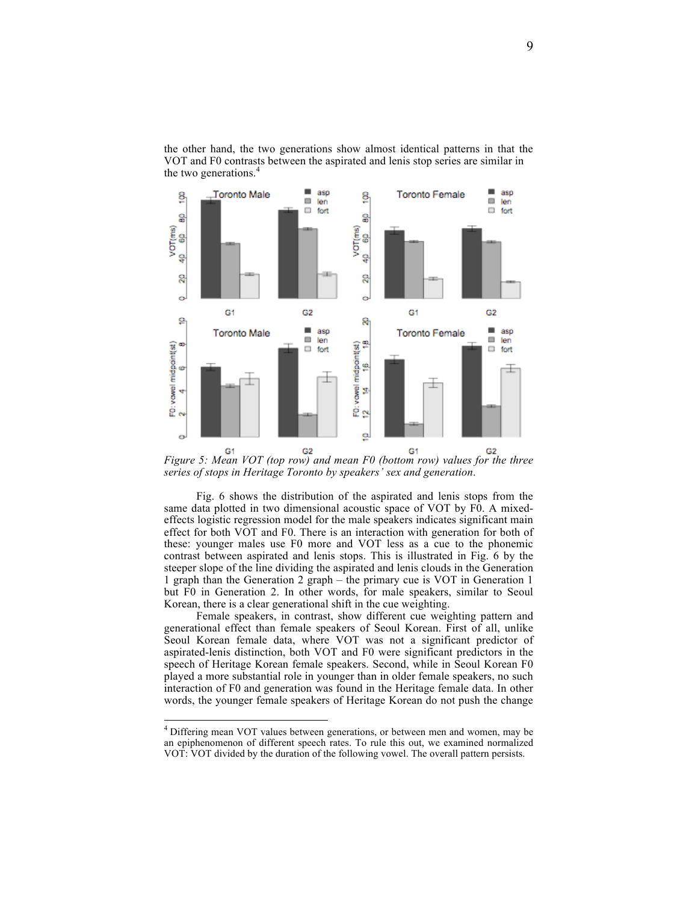the other hand, the two generations show almost identical patterns in that the VOT and F0 contrasts between the aspirated and lenis stop series are similar in the two generations.[4]

*Figure 5: Mean VOT (top row) and mean F0 (bottom row) values for the three series of stops in Heritage Toronto by speakers' sex and generation.*

Fig. 6 shows the distribution of the aspirated and lenis stops from the same data plotted in two dimensional acoustic space of VOT by F0. A mixed-effects logistic regression model for the male speakers indicates significant main effect for both VOT and F0. There is an interaction with generation for both of these: younger males use F0 more and VOT less as a cue to the phonemic contrast between aspirated and lenis stops. This is illustrated in Fig. 6 by the steeper slope of the line dividing the aspirated and lenis clouds in the Generation 1 graph than the Generation 2 graph – the primary cue is VOT in Generation 1 but F0 in Generation 2. In other words, for male speakers, similar to Seoul Korean, there is a clear generational shift in the cue weighting.

Female speakers, in contrast, show different cue weighting pattern and generational effect than female speakers of Seoul Korean. First of all, unlike Seoul Korean female data, where VOT was not a significant predictor of aspirated-lenis distinction, both VOT and F0 were significant predictors in the speech of Heritage Korean female speakers. Second, while in Seoul Korean F0 played a more substantial role in younger than in older female speakers, no such interaction of F0 and generation was found in the Heritage female data. In other words, the younger female speakers of Heritage Korean do not push the change

[4] Differing mean VOT values between generations, or between men and women, may be an epiphenomenon of different speech rates. To rule this out, we examined normalized VOT: VOT divided by the duration of the following vowel. The overall pattern persists.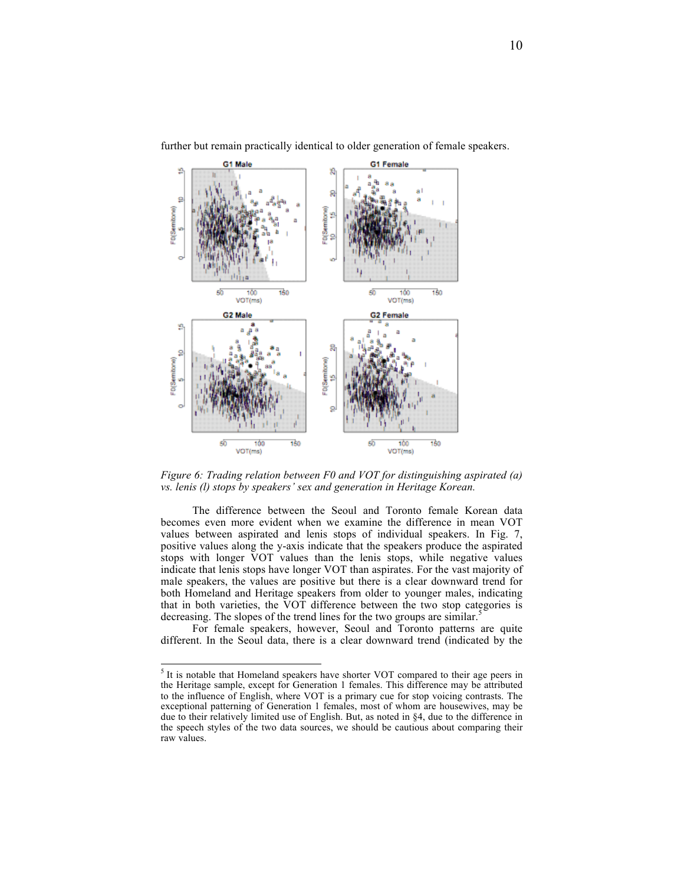further but remain practically identical to older generation of female speakers.

*Figure 6: Trading relation between F0 and VOT for distinguishing aspirated (a) vs. lenis (l) stops by speakers' sex and generation in Heritage Korean.*

The difference between the Seoul and Toronto female Korean data becomes even more evident when we examine the difference in mean VOT values between aspirated and lenis stops of individual speakers. In Fig. 7, positive values along the y-axis indicate that the speakers produce the aspirated stops with longer VOT values than the lenis stops, while negative values indicate that lenis stops have longer VOT than aspirates. For the vast majority of male speakers, the values are positive but there is a clear downward trend for both Homeland and Heritage speakers from older to younger males, indicating that in both varieties, the VOT difference between the two stop categories is decreasing. The slopes of the trend lines for the two groups are similar.[5]

For female speakers, however, Seoul and Toronto patterns are quite different. In the Seoul data, there is a clear downward trend (indicated by the

[5] It is notable that Homeland speakers have shorter VOT compared to their age peers in the Heritage sample, except for Generation 1 females. This difference may be attributed to the influence of English, where VOT is a primary cue for stop voicing contrasts. The exceptional patterning of Generation 1 females, most of whom are housewives, may be due to their relatively limited use of English. But, as noted in §4, due to the difference in the speech styles of the two data sources, we should be cautious about comparing their raw values.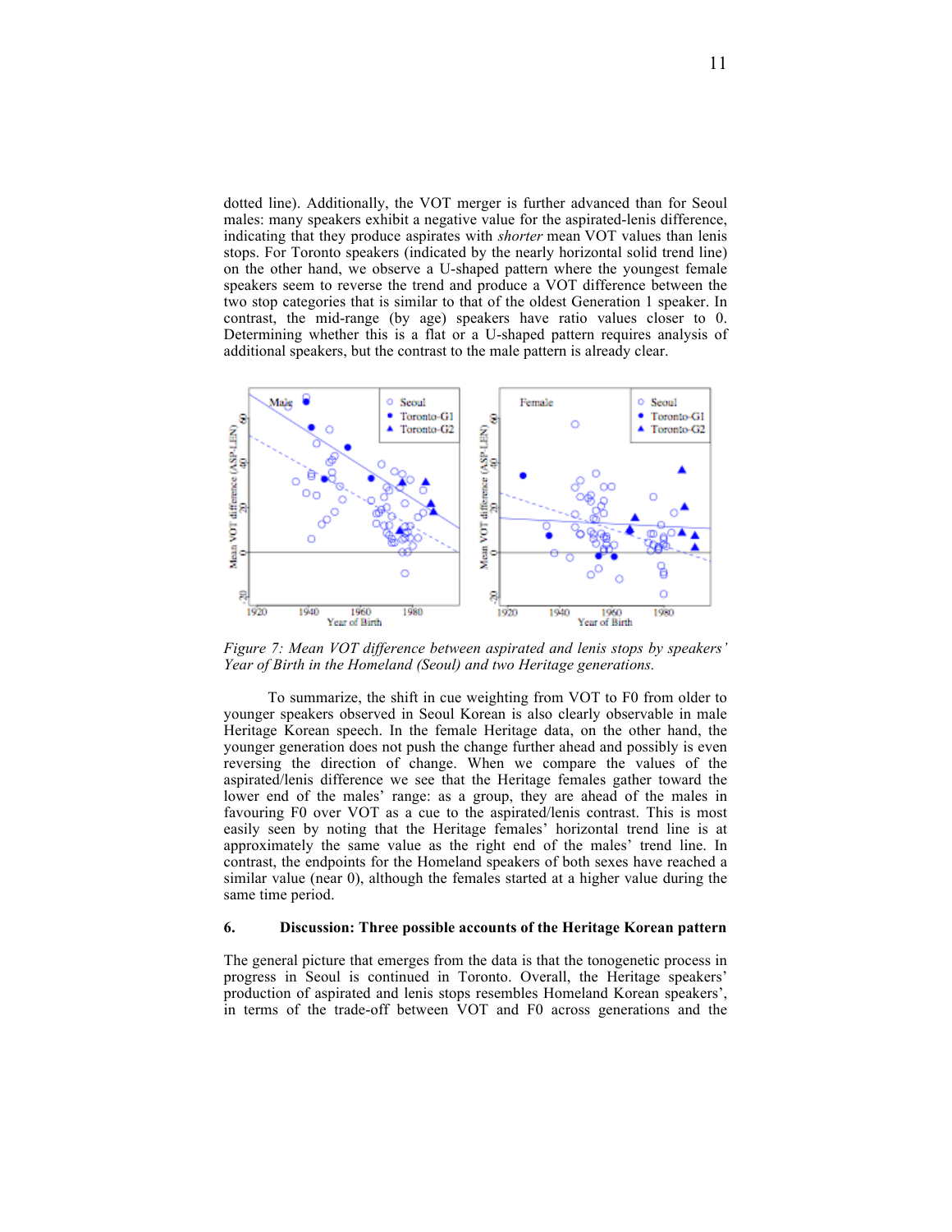dotted line). Additionally, the VOT merger is further advanced than for Seoul males: many speakers exhibit a negative value for the aspirated-lenis difference, indicating that they produce aspirates with *shorter* mean VOT values than lenis stops. For Toronto speakers (indicated by the nearly horizontal solid trend line) on the other hand, we observe a U-shaped pattern where the youngest female speakers seem to reverse the trend and produce a VOT difference between the two stop categories that is similar to that of the oldest Generation 1 speaker. In contrast, the mid-range (by age) speakers have ratio values closer to 0. Determining whether this is a flat or a U-shaped pattern requires analysis of additional speakers, but the contrast to the male pattern is already clear.

*Figure 7: Mean VOT difference between aspirated and lenis stops by speakers' Year of Birth in the Homeland (Seoul) and two Heritage generations.*

To summarize, the shift in cue weighting from VOT to F0 from older to younger speakers observed in Seoul Korean is also clearly observable in male Heritage Korean speech. In the female Heritage data, on the other hand, the younger generation does not push the change further ahead and possibly is even reversing the direction of change. When we compare the values of the aspirated/lenis difference we see that the Heritage females gather toward the lower end of the males' range: as a group, they are ahead of the males in favouring F0 over VOT as a cue to the aspirated/lenis contrast. This is most easily seen by noting that the Heritage females' horizontal trend line is at approximately the same value as the right end of the males' trend line. In contrast, the endpoints for the Homeland speakers of both sexes have reached a similar value (near 0), although the females started at a higher value during the same time period.

## 6. Discussion: Three possible accounts of the Heritage Korean pattern

The general picture that emerges from the data is that the tonogenetic process in progress in Seoul is continued in Toronto. Overall, the Heritage speakers' production of aspirated and lenis stops resembles Homeland Korean speakers', in terms of the trade-off between VOT and F0 across generations and the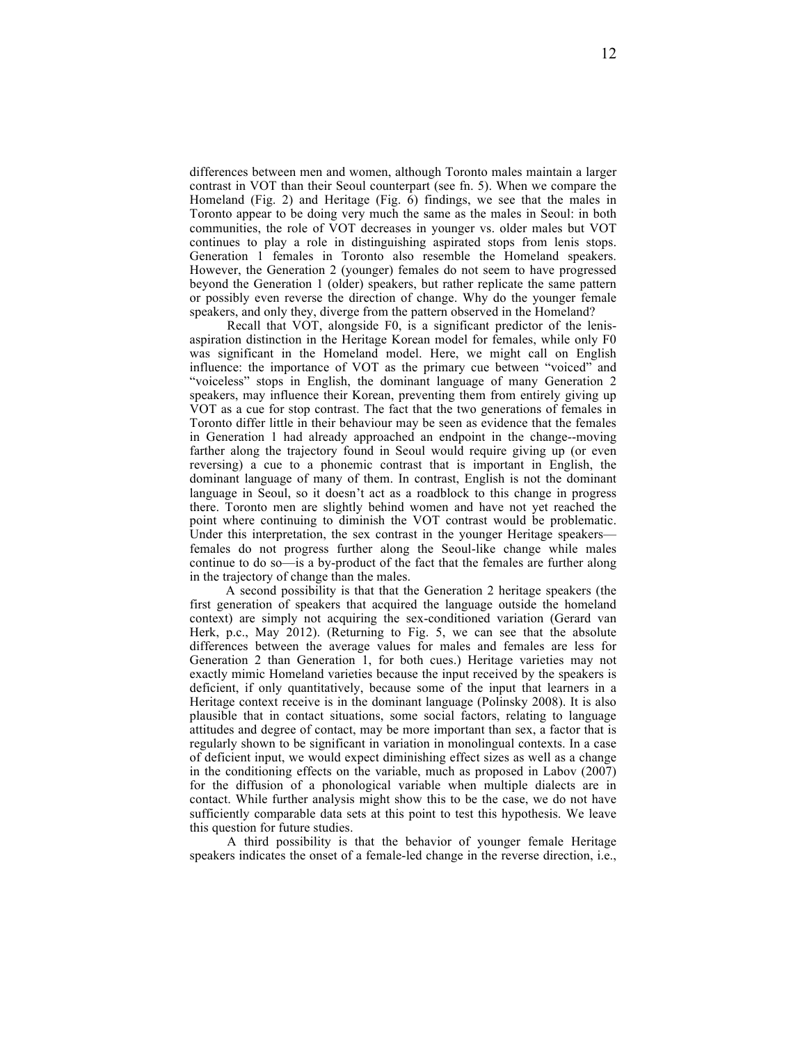differences between men and women, although Toronto males maintain a larger contrast in VOT than their Seoul counterpart (see fn. 5). When we compare the Homeland (Fig. 2) and Heritage (Fig. 6) findings, we see that the males in Toronto appear to be doing very much the same as the males in Seoul: in both communities, the role of VOT decreases in younger vs. older males but VOT continues to play a role in distinguishing aspirated stops from lenis stops. Generation 1 females in Toronto also resemble the Homeland speakers. However, the Generation 2 (younger) females do not seem to have progressed beyond the Generation 1 (older) speakers, but rather replicate the same pattern or possibly even reverse the direction of change. Why do the younger female speakers, and only they, diverge from the pattern observed in the Homeland?

Recall that VOT, alongside F0, is a significant predictor of the lenis-aspiration distinction in the Heritage Korean model for females, while only F0 was significant in the Homeland model. Here, we might call on English influence: the importance of VOT as the primary cue between "voiced" and "voiceless" stops in English, the dominant language of many Generation 2 speakers, may influence their Korean, preventing them from entirely giving up VOT as a cue for stop contrast. The fact that the two generations of females in Toronto differ little in their behaviour may be seen as evidence that the females in Generation 1 had already approached an endpoint in the change--moving farther along the trajectory found in Seoul would require giving up (or even reversing) a cue to a phonemic contrast that is important in English, the dominant language of many of them. In contrast, English is not the dominant language in Seoul, so it doesn't act as a roadblock to this change in progress there. Toronto men are slightly behind women and have not yet reached the point where continuing to diminish the VOT contrast would be problematic. Under this interpretation, the sex contrast in the younger Heritage speakers—females do not progress further along the Seoul-like change while males continue to do so—is a by-product of the fact that the females are further along in the trajectory of change than the males.

A second possibility is that that the Generation 2 heritage speakers (the first generation of speakers that acquired the language outside the homeland context) are simply not acquiring the sex-conditioned variation (Gerard van Herk, p.c., May 2012). (Returning to Fig. 5, we can see that the absolute differences between the average values for males and females are less for Generation 2 than Generation 1, for both cues.) Heritage varieties may not exactly mimic Homeland varieties because the input received by the speakers is deficient, if only quantitatively, because some of the input that learners in a Heritage context receive is in the dominant language (Polinsky 2008). It is also plausible that in contact situations, some social factors, relating to language attitudes and degree of contact, may be more important than sex, a factor that is regularly shown to be significant in variation in monolingual contexts. In a case of deficient input, we would expect diminishing effect sizes as well as a change in the conditioning effects on the variable, much as proposed in Labov (2007) for the diffusion of a phonological variable when multiple dialects are in contact. While further analysis might show this to be the case, we do not have sufficiently comparable data sets at this point to test this hypothesis. We leave this question for future studies.

A third possibility is that the behavior of younger female Heritage speakers indicates the onset of a female-led change in the reverse direction, i.e.,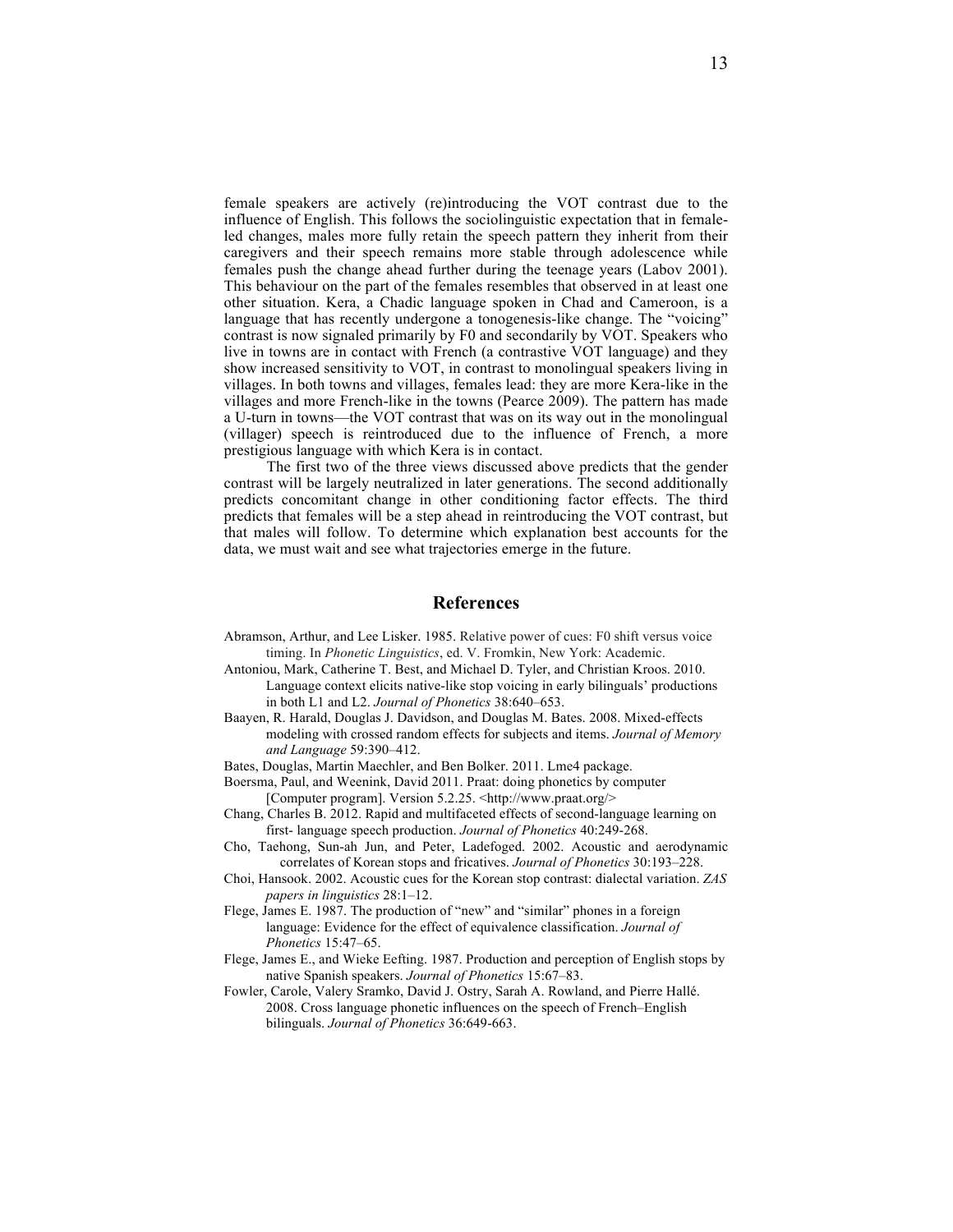female speakers are actively (re)introducing the VOT contrast due to the influence of English. This follows the sociolinguistic expectation that in female-led changes, males more fully retain the speech pattern they inherit from their caregivers and their speech remains more stable through adolescence while females push the change ahead further during the teenage years (Labov 2001). This behaviour on the part of the females resembles that observed in at least one other situation. Kera, a Chadic language spoken in Chad and Cameroon, is a language that has recently undergone a tonogenesis-like change. The "voicing" contrast is now signaled primarily by F0 and secondarily by VOT. Speakers who live in towns are in contact with French (a contrastive VOT language) and they show increased sensitivity to VOT, in contrast to monolingual speakers living in villages. In both towns and villages, females lead: they are more Kera-like in the villages and more French-like in the towns (Pearce 2009). The pattern has made a U-turn in towns—the VOT contrast that was on its way out in the monolingual (villager) speech is reintroduced due to the influence of French, a more prestigious language with which Kera is in contact.

The first two of the three views discussed above predicts that the gender contrast will be largely neutralized in later generations. The second additionally predicts concomitant change in other conditioning factor effects. The third predicts that females will be a step ahead in reintroducing the VOT contrast, but that males will follow. To determine which explanation best accounts for the data, we must wait and see what trajectories emerge in the future.

## References

Abramson, Arthur, and Lee Lisker. 1985. Relative power of cues: F0 shift versus voice timing. In *Phonetic Linguistics*, ed. V. Fromkin, New York: Academic.

Antoniou, Mark, Catherine T. Best, and Michael D. Tyler, and Christian Kroos. 2010. Language context elicits native-like stop voicing in early bilinguals' productions in both L1 and L2. *Journal of Phonetics* 38:640–653.

Baayen, R. Harald, Douglas J. Davidson, and Douglas M. Bates. 2008. Mixed-effects modeling with crossed random effects for subjects and items. *Journal of Memory and Language* 59:390–412.

Bates, Douglas, Martin Maechler, and Ben Bolker. 2011. Lme4 package.

Boersma, Paul, and Weenink, David 2011. Praat: doing phonetics by computer [Computer program]. Version 5.2.25. <http://www.praat.org/>

Chang, Charles B. 2012. Rapid and multifaceted effects of second-language learning on first- language speech production. *Journal of Phonetics* 40:249-268.

Cho, Taehong, Sun-ah Jun, and Peter, Ladefoged. 2002. Acoustic and aerodynamic correlates of Korean stops and fricatives. *Journal of Phonetics* 30:193–228.

Choi, Hansook. 2002. Acoustic cues for the Korean stop contrast: dialectal variation. *ZAS papers in linguistics* 28:1–12.

Flege, James E. 1987. The production of "new" and "similar" phones in a foreign language: Evidence for the effect of equivalence classification. *Journal of Phonetics* 15:47–65.

Flege, James E., and Wieke Eefting. 1987. Production and perception of English stops by native Spanish speakers. *Journal of Phonetics* 15:67–83.

Fowler, Carole, Valery Sramko, David J. Ostry, Sarah A. Rowland, and Pierre Hallé. 2008. Cross language phonetic influences on the speech of French–English bilinguals. *Journal of Phonetics* 36:649-663.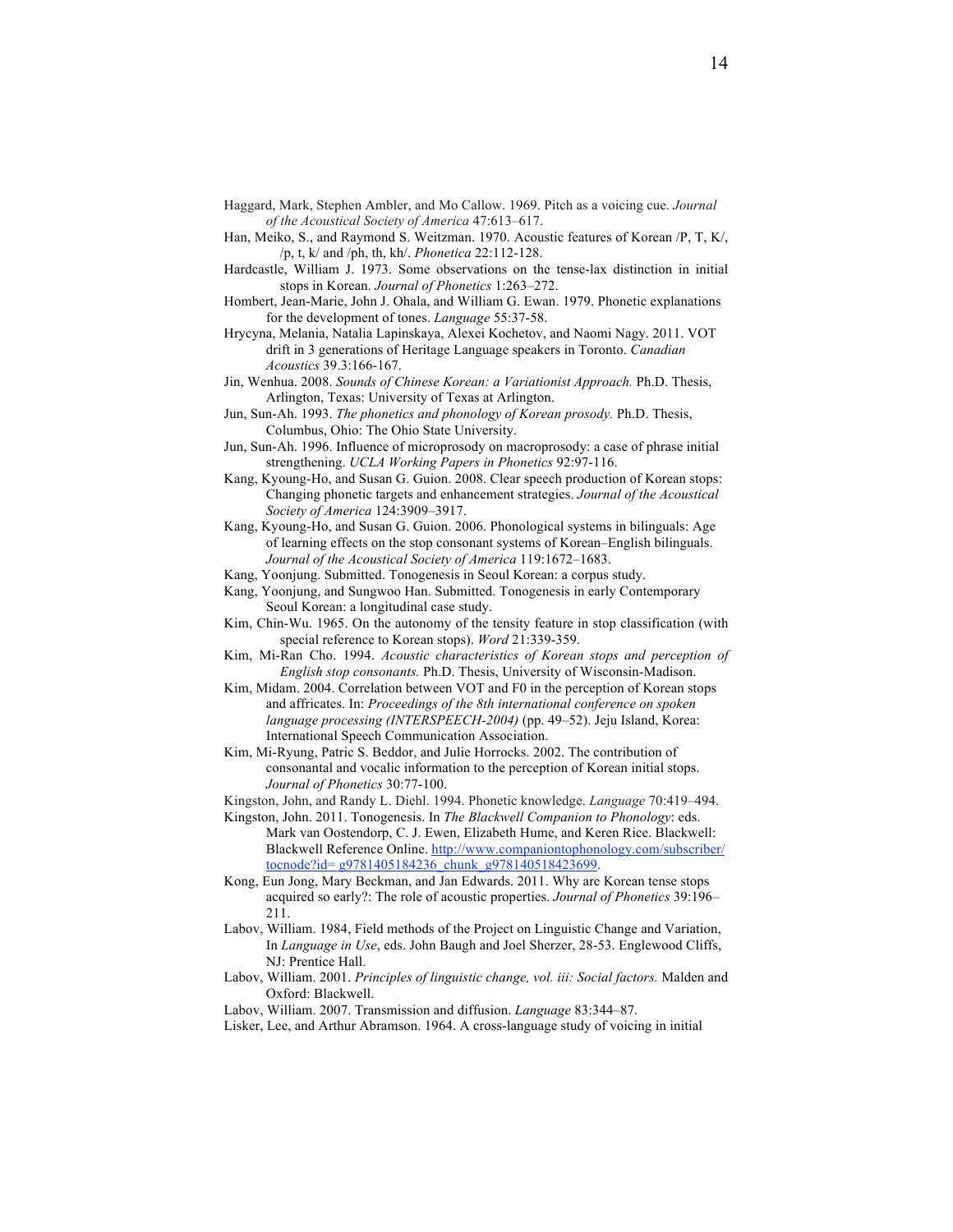Haggard, Mark, Stephen Ambler, and Mo Callow. 1969. Pitch as a voicing cue. *Journal of the Acoustical Society of America* 47:613–617.

Han, Meiko, S., and Raymond S. Weitzman. 1970. Acoustic features of Korean /P, T, K/, /p, t, k/ and /ph, th, kh/. *Phonetica* 22:112-128.

Hardcastle, William J. 1973. Some observations on the tense-lax distinction in initial stops in Korean. *Journal of Phonetics* 1:263–272.

Hombert, Jean-Marie, John J. Ohala, and William G. Ewan. 1979. Phonetic explanations for the development of tones. *Language* 55:37-58.

Hrycyna, Melania, Natalia Lapinskaya, Alexei Kochetov, and Naomi Nagy. 2011. VOT drift in 3 generations of Heritage Language speakers in Toronto. *Canadian Acoustics* 39.3:166-167.

Jin, Wenhua. 2008. *Sounds of Chinese Korean: a Variationist Approach.* Ph.D. Thesis, Arlington, Texas: University of Texas at Arlington.

Jun, Sun-Ah. 1993. *The phonetics and phonology of Korean prosody.* Ph.D. Thesis, Columbus, Ohio: The Ohio State University.

Jun, Sun-Ah. 1996. Influence of microprosody on macroprosody: a case of phrase initial strengthening. *UCLA Working Papers in Phonetics* 92:97-116.

Kang, Kyoung-Ho, and Susan G. Guion. 2008. Clear speech production of Korean stops: Changing phonetic targets and enhancement strategies. *Journal of the Acoustical Society of America* 124:3909–3917.

Kang, Kyoung-Ho, and Susan G. Guion. 2006. Phonological systems in bilinguals: Age of learning effects on the stop consonant systems of Korean–English bilinguals. *Journal of the Acoustical Society of America* 119:1672–1683.

Kang, Yoonjung. Submitted. Tonogenesis in Seoul Korean: a corpus study.

Kang, Yoonjung, and Sungwoo Han. Submitted. Tonogenesis in early Contemporary Seoul Korean: a longitudinal case study.

Kim, Chin-Wu. 1965. On the autonomy of the tensity feature in stop classification (with special reference to Korean stops). *Word* 21:339-359.

Kim, Mi-Ran Cho. 1994. *Acoustic characteristics of Korean stops and perception of English stop consonants.* Ph.D. Thesis, University of Wisconsin-Madison.

Kim, Midam. 2004. Correlation between VOT and F0 in the perception of Korean stops and affricates. In: *Proceedings of the 8th international conference on spoken language processing (INTERSPEECH-2004)* (pp. 49–52). Jeju Island, Korea: International Speech Communication Association.

Kim, Mi-Ryung, Patric S. Beddor, and Julie Horrocks. 2002. The contribution of consonantal and vocalic information to the perception of Korean initial stops. *Journal of Phonetics* 30:77-100.

Kingston, John, and Randy L. Diehl. 1994. Phonetic knowledge. *Language* 70:419–494.

Kingston, John. 2011. Tonogenesis. In *The Blackwell Companion to Phonology*: eds. Mark van Oostendorp, C. J. Ewen, Elizabeth Hume, and Keren Rice. Blackwell: Blackwell Reference Online. http://www.companiontophonology.com/subscriber/tocnode?id= g9781405184236_chunk_g978140518423699.

Kong, Eun Jong, Mary Beckman, and Jan Edwards. 2011. Why are Korean tense stops acquired so early?: The role of acoustic properties. *Journal of Phonetics* 39:196–211.

Labov, William. 1984, Field methods of the Project on Linguistic Change and Variation, In *Language in Use*, eds. John Baugh and Joel Sherzer, 28-53. Englewood Cliffs, NJ: Prentice Hall.

Labov, William. 2001. *Principles of linguistic change, vol. iii: Social factors.* Malden and Oxford: Blackwell.

Labov, William. 2007. Transmission and diffusion. *Language* 83:344–87.

Lisker, Lee, and Arthur Abramson. 1964. A cross-language study of voicing in initial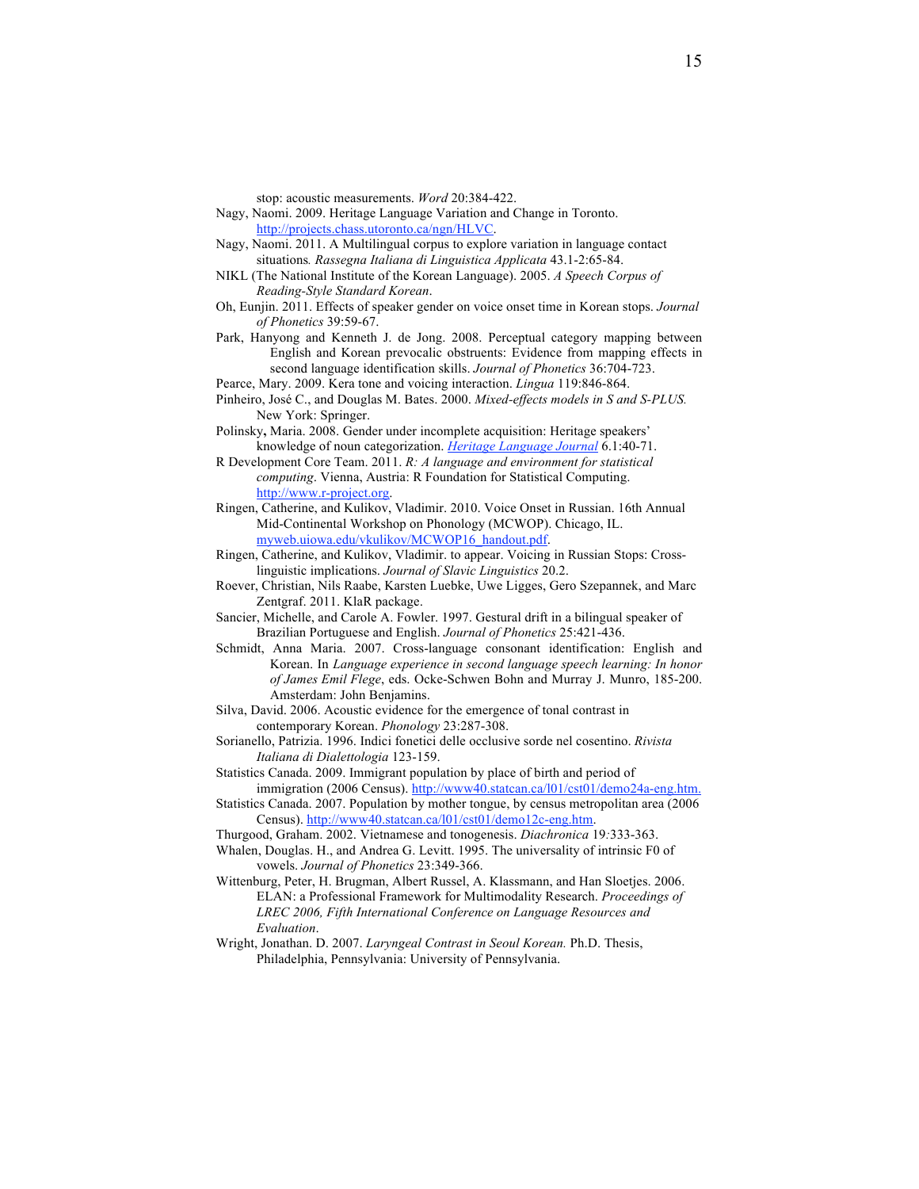stop: acoustic measurements. *Word* 20:384-422.

Nagy, Naomi. 2009. Heritage Language Variation and Change in Toronto. http://projects.chass.utoronto.ca/ngn/HLVC.

Nagy, Naomi. 2011. A Multilingual corpus to explore variation in language contact situations*. Rassegna Italiana di Linguistica Applicata* 43.1-2:65-84.

NIKL (The National Institute of the Korean Language). 2005. *A Speech Corpus of Reading-Style Standard Korean*.

Oh, Eunjin. 2011. Effects of speaker gender on voice onset time in Korean stops. *Journal of Phonetics* 39:59-67.

Park, Hanyong and Kenneth J. de Jong. 2008. Perceptual category mapping between English and Korean prevocalic obstruents: Evidence from mapping effects in second language identification skills. *Journal of Phonetics* 36:704-723.

Pearce, Mary. 2009. Kera tone and voicing interaction. *Lingua* 119:846-864.

Pinheiro, José C., and Douglas M. Bates. 2000. *Mixed-effects models in S and S-PLUS.* New York: Springer.

Polinsky**,** Maria. 2008. Gender under incomplete acquisition: Heritage speakers' knowledge of noun categorization. *Heritage Language Journal* 6.1:40-71.

R Development Core Team. 2011. *R: A language and environment for statistical computing*. Vienna, Austria: R Foundation for Statistical Computing. http://www.r-project.org.

Ringen, Catherine, and Kulikov, Vladimir. 2010. Voice Onset in Russian. 16th Annual Mid-Continental Workshop on Phonology (MCWOP). Chicago, IL. myweb.uiowa.edu/vkulikov/MCWOP16_handout.pdf.

Ringen, Catherine, and Kulikov, Vladimir. to appear. Voicing in Russian Stops: Cross-linguistic implications. *Journal of Slavic Linguistics* 20.2.

Roever, Christian, Nils Raabe, Karsten Luebke, Uwe Ligges, Gero Szepannek, and Marc Zentgraf. 2011. KlaR package.

Sancier, Michelle, and Carole A. Fowler. 1997. Gestural drift in a bilingual speaker of Brazilian Portuguese and English. *Journal of Phonetics* 25:421-436.

Schmidt, Anna Maria. 2007. Cross-language consonant identification: English and Korean. In *Language experience in second language speech learning: In honor of James Emil Flege*, eds. Ocke-Schwen Bohn and Murray J. Munro, 185-200. Amsterdam: John Benjamins.

Silva, David. 2006. Acoustic evidence for the emergence of tonal contrast in contemporary Korean. *Phonology* 23:287-308.

Sorianello, Patrizia. 1996. Indici fonetici delle occlusive sorde nel cosentino. *Rivista Italiana di Dialettologia* 123-159.

Statistics Canada. 2009. Immigrant population by place of birth and period of immigration (2006 Census). http://www40.statcan.ca/l01/cst01/demo24a-eng.htm.

Statistics Canada. 2007. Population by mother tongue, by census metropolitan area (2006 Census). http://www40.statcan.ca/l01/cst01/demo12c-eng.htm.

Thurgood, Graham. 2002. Vietnamese and tonogenesis. *Diachronica* 19*:*333-363.

Whalen, Douglas. H., and Andrea G. Levitt. 1995. The universality of intrinsic F0 of vowels. *Journal of Phonetics* 23:349-366.

Wittenburg, Peter, H. Brugman, Albert Russel, A. Klassmann, and Han Sloetjes. 2006. ELAN: a Professional Framework for Multimodality Research. *Proceedings of LREC 2006, Fifth International Conference on Language Resources and Evaluation*.

Wright, Jonathan. D. 2007. *Laryngeal Contrast in Seoul Korean.* Ph.D. Thesis, Philadelphia, Pennsylvania: University of Pennsylvania.